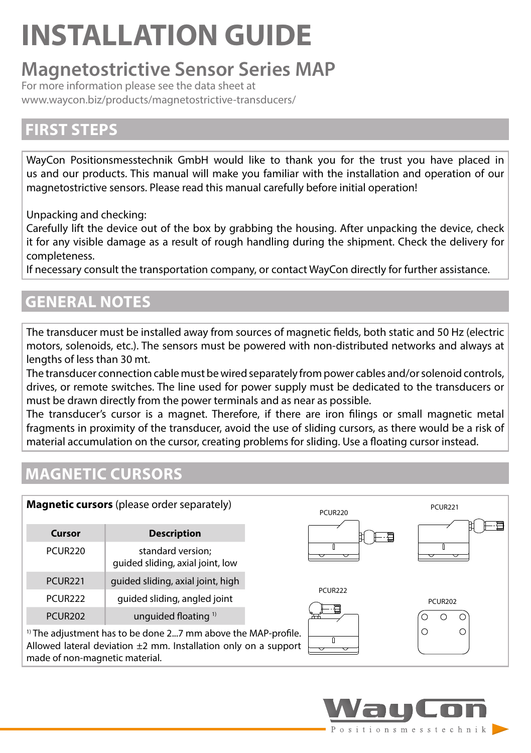# INSTALLATION GUIDE

## Magnetostrictive Sensor Series MAP

For more information please see the data sheet at
www.waycon.biz/products/magnetostrictive-transducers/

## FIRST STEPS

WayCon Positionsmesstechnik GmbH would like to thank you for the trust you have placed in us and our products. This manual will make you familiar with the installation and operation of our magnetostrictive sensors. Please read this manual carefully before initial operation!

Unpacking and checking:
Carefully lift the device out of the box by grabbing the housing. After unpacking the device, check it for any visible damage as a result of rough handling during the shipment. Check the delivery for completeness.
If necessary consult the transportation company, or contact WayCon directly for further assistance.

## GENERAL NOTES

The transducer must be installed away from sources of magnetic fields, both static and 50 Hz (electric motors, solenoids, etc.). The sensors must be powered with non-distributed networks and always at lengths of less than 30 mt.
The transducer connection cable must be wired separately from power cables and/or solenoid controls, drives, or remote switches. The line used for power supply must be dedicated to the transducers or must be drawn directly from the power terminals and as near as possible.
The transducer's cursor is a magnet. Therefore, if there are iron filings or small magnetic metal fragments in proximity of the transducer, avoid the use of sliding cursors, as there would be a risk of material accumulation on the cursor, creating problems for sliding. Use a floating cursor instead.

## MAGNETIC CURSORS

**Magnetic cursors** (please order separately)

| Cursor | Description |
|---|---|
| PCUR220 | standard version; guided sliding, axial joint, low |
| PCUR221 | guided sliding, axial joint, high |
| PCUR222 | guided sliding, angled joint |
| PCUR202 | unguided floating [1] |

[1] The adjustment has to be done 2...7 mm above the MAP-profile. Allowed lateral deviation ±2 mm. Installation only on a support made of non-magnetic material.

PCUR220 PCUR221 PCUR222 PCUR202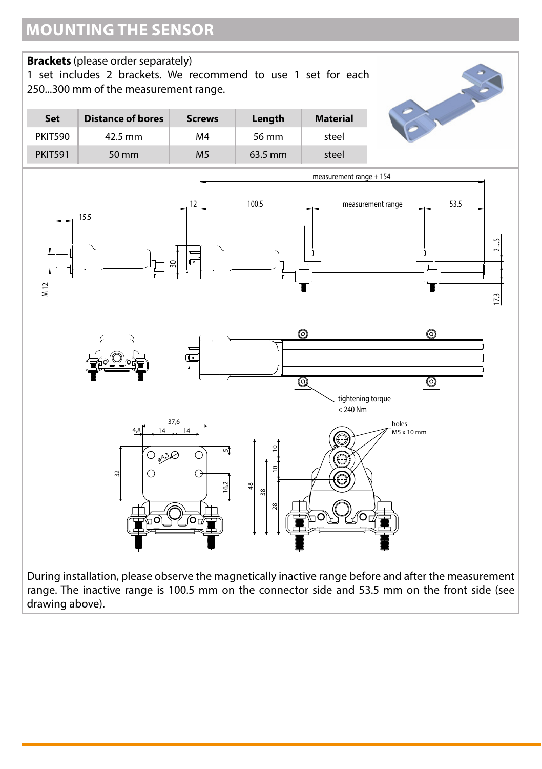# MOUNTING THE SENSOR

**Brackets** (please order separately)
1 set includes 2 brackets. We recommend to use 1 set for each 250...300 mm of the measurement range.

| Set | Distance of bores | Screws | Length | Material |
|---|---|---|---|---|
| PKIT590 | 42.5 mm | M4 | 56 mm | steel |
| PKIT591 | 50 mm | M5 | 63.5 mm | steel |

During installation, please observe the magnetically inactive range before and after the measurement range. The inactive range is 100.5 mm on the connector side and 53.5 mm on the front side (see drawing above).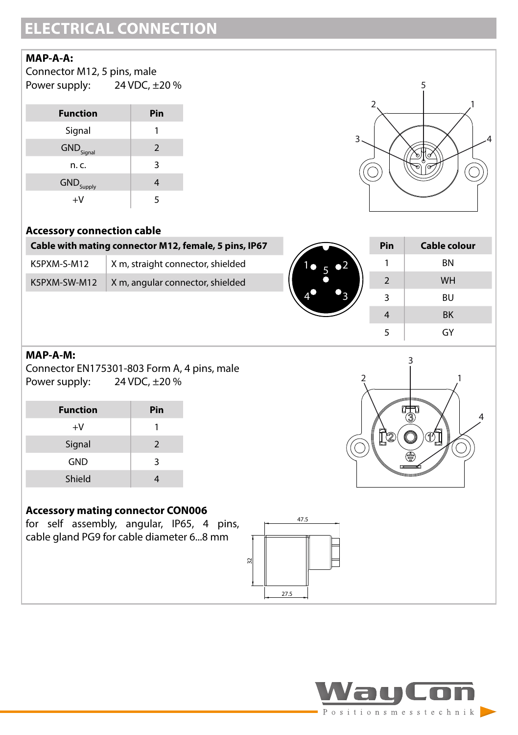# ELECTRICAL CONNECTION

**MAP-A-A:**

Connector M12, 5 pins, male

Power supply: 24 VDC, ±20 %

| Function | Pin |
|---|---|
| Signal | 1 |
| $GND_{Signal}$ | 2 |
| n. c. | 3 |
| $GND_{Supply}$ | 4 |
| +V | 5 |

**Accessory connection cable**

| Cable with mating connector M12, female, 5 pins, IP67 | |
|---|---|
| K5PXM-S-M12 | X m, straight connector, shielded |
| K5PXM-SW-M12 | X m, angular connector, shielded |

| Pin | Cable colour |
|---|---|
| 1 | BN |
| 2 | WH |
| 3 | BU |
| 4 | BK |
| 5 | GY |

**MAP-A-M:**

Connector EN175301-803 Form A, 4 pins, male

Power supply: 24 VDC, ±20 %

| Function | Pin |
|---|---|
| +V | 1 |
| Signal | 2 |
| GND | 3 |
| Shield | 4 |

**Accessory mating connector CON006**

for self assembly, angular, IP65, 4 pins, cable gland PG9 for cable diameter 6...8 mm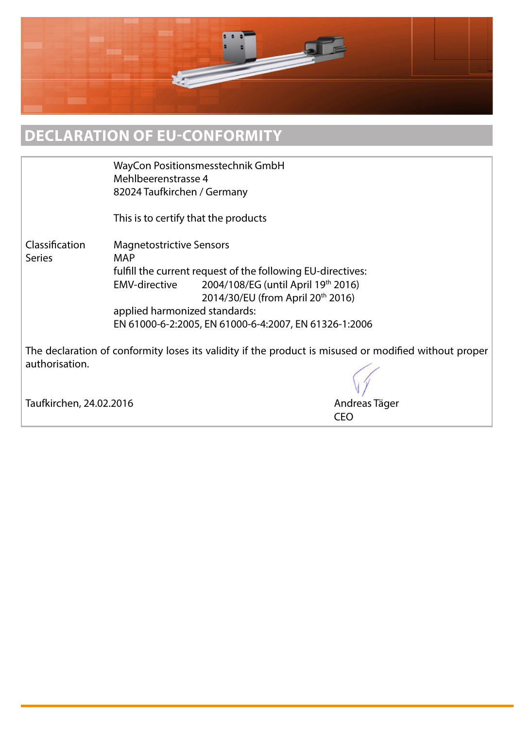# DECLARATION OF EU-CONFORMITY

WayCon Positionsmesstechnik GmbH
Mehlbeerenstrasse 4
82024 Taufkirchen / Germany

This is to certify that the products

| | |
|---|---|
| Classification | Magnetostrictive Sensors |
| Series | MAP |

fulfill the current request of the following EU-directives:

| | |
|---|---|
| EMV-directive | 2004/108/EG (until April 19th 2016) |
| | 2014/30/EU (from April 20th 2016) |

applied harmonized standards:
EN 61000-6-2:2005, EN 61000-6-4:2007, EN 61326-1:2006

The declaration of conformity loses its validity if the product is misused or modified without proper authorisation.

Taufkirchen, 24.02.2016

Andreas Täger
CEO